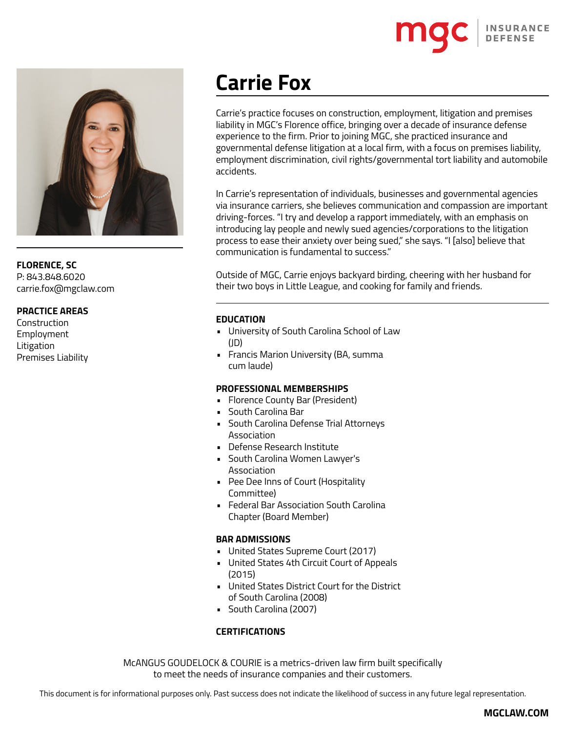# Carrie Fox

**FLORENCE, SC**
P: 843.848.6020
carrie.fox@mgclaw.com

**PRACTICE AREAS**

Construction
Employment
Litigation
Premises Liability

Carrie's practice focuses on construction, employment, litigation and premises liability in MGC's Florence office, bringing over a decade of insurance defense experience to the firm. Prior to joining MGC, she practiced insurance and governmental defense litigation at a local firm, with a focus on premises liability, employment discrimination, civil rights/governmental tort liability and automobile accidents.

In Carrie's representation of individuals, businesses and governmental agencies via insurance carriers, she believes communication and compassion are important driving-forces. "I try and develop a rapport immediately, with an emphasis on introducing lay people and newly sued agencies/corporations to the litigation process to ease their anxiety over being sued," she says. "I [also] believe that communication is fundamental to success."

Outside of MGC, Carrie enjoys backyard birding, cheering with her husband for their two boys in Little League, and cooking for family and friends.

## EDUCATION

- University of South Carolina School of Law (JD)
- Francis Marion University (BA, summa cum laude)

## PROFESSIONAL MEMBERSHIPS

- Florence County Bar (President)
- South Carolina Bar
- South Carolina Defense Trial Attorneys Association
- Defense Research Institute
- South Carolina Women Lawyer's Association
- Pee Dee Inns of Court (Hospitality Committee)
- Federal Bar Association South Carolina Chapter (Board Member)

## BAR ADMISSIONS

- United States Supreme Court (2017)
- United States 4th Circuit Court of Appeals (2015)
- United States District Court for the District of South Carolina (2008)
- South Carolina (2007)

## CERTIFICATIONS

McANGUS GOUDELOCK & COURIE is a metrics-driven law firm built specifically to meet the needs of insurance companies and their customers.

This document is for informational purposes only. Past success does not indicate the likelihood of success in any future legal representation.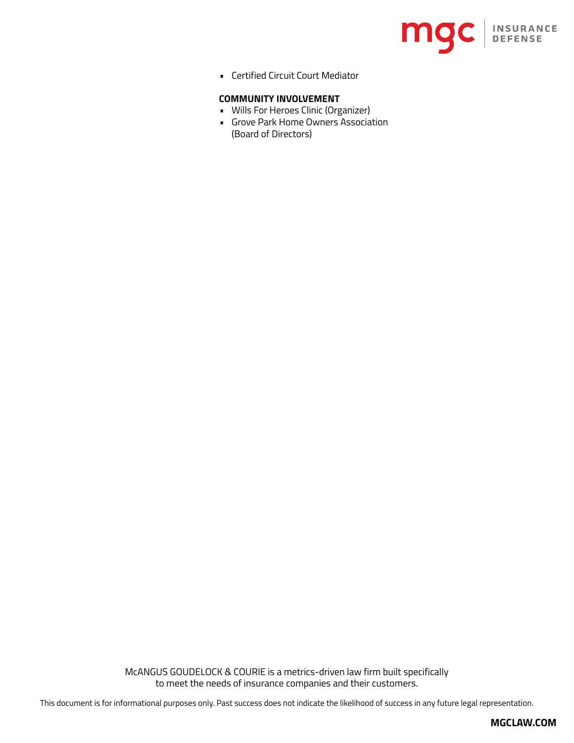- Certified Circuit Court Mediator

**COMMUNITY INVOLVEMENT**

- Wills For Heroes Clinic (Organizer)
- Grove Park Home Owners Association (Board of Directors)

McANGUS GOUDELOCK & COURIE is a metrics-driven law firm built specifically to meet the needs of insurance companies and their customers.

This document is for informational purposes only. Past success does not indicate the likelihood of success in any future legal representation.